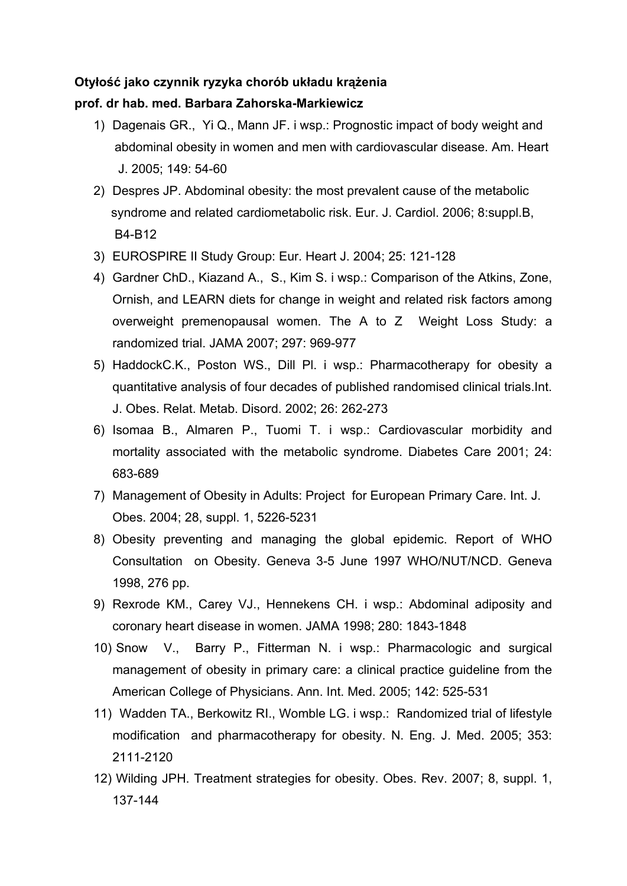**Otyłość jako czynnik ryzyka chorób układu krążenia**

**prof. dr hab. med. Barbara Zahorska-Markiewicz**

1) Dagenais GR., Yi Q., Mann JF. i wsp.: Prognostic impact of body weight and abdominal obesity in women and men with cardiovascular disease. Am. Heart J. 2005; 149: 54-60
2) Despres JP. Abdominal obesity: the most prevalent cause of the metabolic syndrome and related cardiometabolic risk. Eur. J. Cardiol. 2006; 8:suppl.B, B4-B12
3) EUROSPIRE II Study Group: Eur. Heart J. 2004; 25: 121-128
4) Gardner ChD., Kiazand A., S., Kim S. i wsp.: Comparison of the Atkins, Zone, Ornish, and LEARN diets for change in weight and related risk factors among overweight premenopausal women. The A to Z Weight Loss Study: a randomized trial. JAMA 2007; 297: 969-977
5) HaddockC.K., Poston WS., Dill Pl. i wsp.: Pharmacotherapy for obesity a quantitative analysis of four decades of published randomised clinical trials.Int. J. Obes. Relat. Metab. Disord. 2002; 26: 262-273
6) Isomaa B., Almaren P., Tuomi T. i wsp.: Cardiovascular morbidity and mortality associated with the metabolic syndrome. Diabetes Care 2001; 24: 683-689
7) Management of Obesity in Adults: Project for European Primary Care. Int. J. Obes. 2004; 28, suppl. 1, 5226-5231
8) Obesity preventing and managing the global epidemic. Report of WHO Consultation on Obesity. Geneva 3-5 June 1997 WHO/NUT/NCD. Geneva 1998, 276 pp.
9) Rexrode KM., Carey VJ., Hennekens CH. i wsp.: Abdominal adiposity and coronary heart disease in women. JAMA 1998; 280: 1843-1848
10) Snow V., Barry P., Fitterman N. i wsp.: Pharmacologic and surgical management of obesity in primary care: a clinical practice guideline from the American College of Physicians. Ann. Int. Med. 2005; 142: 525-531
11) Wadden TA., Berkowitz RI., Womble LG. i wsp.: Randomized trial of lifestyle modification and pharmacotherapy for obesity. N. Eng. J. Med. 2005; 353: 2111-2120
12) Wilding JPH. Treatment strategies for obesity. Obes. Rev. 2007; 8, suppl. 1, 137-144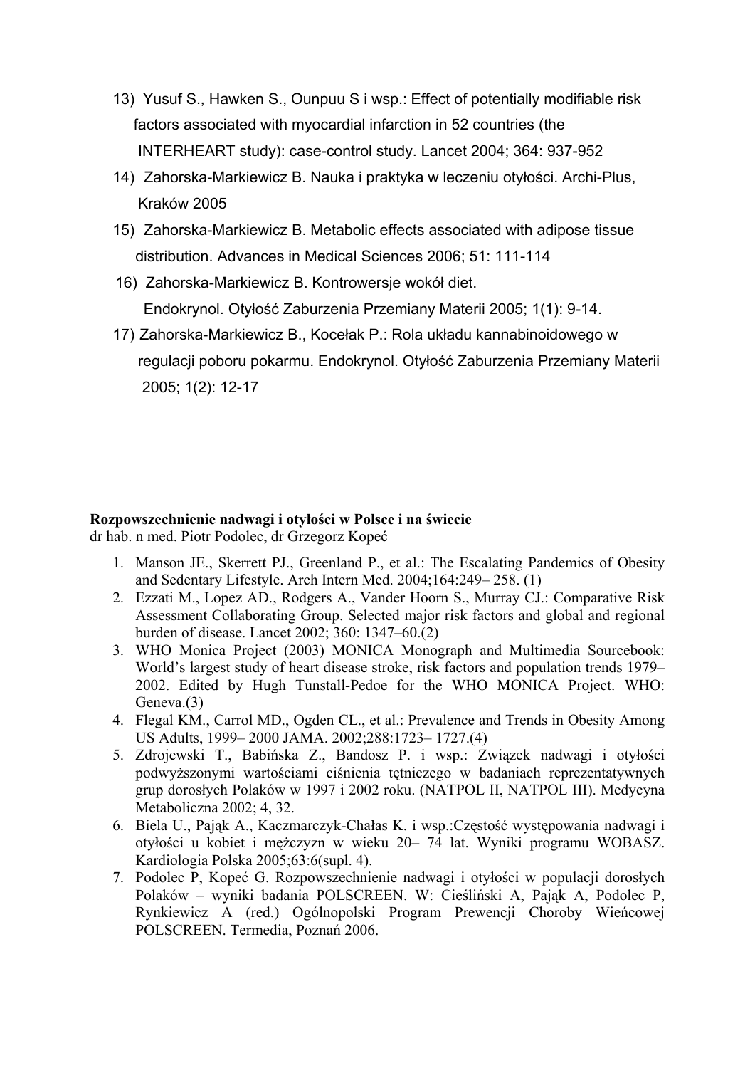13) Yusuf S., Hawken S., Ounpuu S i wsp.: Effect of potentially modifiable risk factors associated with myocardial infarction in 52 countries (the INTERHEART study): case-control study. Lancet 2004; 364: 937-952

14) Zahorska-Markiewicz B. Nauka i praktyka w leczeniu otyłości. Archi-Plus, Kraków 2005

15) Zahorska-Markiewicz B. Metabolic effects associated with adipose tissue distribution. Advances in Medical Sciences 2006; 51: 111-114

16) Zahorska-Markiewicz B. Kontrowersje wokół diet. Endokrynol. Otyłość Zaburzenia Przemiany Materii 2005; 1(1): 9-14.

17) Zahorska-Markiewicz B., Kocełak P.: Rola układu kannabinoidowego w regulacji poboru pokarmu. Endokrynol. Otyłość Zaburzenia Przemiany Materii 2005; 1(2): 12-17

**Rozpowszechnienie nadwagi i otyłości w Polsce i na świecie**
dr hab. n med. Piotr Podolec, dr Grzegorz Kopeć

1. Manson JE., Skerrett PJ., Greenland P., et al.: The Escalating Pandemics of Obesity and Sedentary Lifestyle. Arch Intern Med. 2004;164:249– 258. (1)
2. Ezzati M., Lopez AD., Rodgers A., Vander Hoorn S., Murray CJ.: Comparative Risk Assessment Collaborating Group. Selected major risk factors and global and regional burden of disease. Lancet 2002; 360: 1347–60.(2)
3. WHO Monica Project (2003) MONICA Monograph and Multimedia Sourcebook: World's largest study of heart disease stroke, risk factors and population trends 1979–2002. Edited by Hugh Tunstall-Pedoe for the WHO MONICA Project. WHO: Geneva.(3)
4. Flegal KM., Carrol MD., Ogden CL., et al.: Prevalence and Trends in Obesity Among US Adults, 1999– 2000 JAMA. 2002;288:1723– 1727.(4)
5. Zdrojewski T., Babińska Z., Bandosz P. i wsp.: Związek nadwagi i otyłości podwyższonymi wartościami ciśnienia tętniczego w badaniach reprezentatywnych grup dorosłych Polaków w 1997 i 2002 roku. (NATPOL II, NATPOL III). Medycyna Metaboliczna 2002; 4, 32.
6. Biela U., Pająk A., Kaczmarczyk-Chałas K. i wsp.:Częstość występowania nadwagi i otyłości u kobiet i mężczyzn w wieku 20– 74 lat. Wyniki programu WOBASZ. Kardiologia Polska 2005;63:6(supl. 4).
7. Podolec P, Kopeć G. Rozpowszechnienie nadwagi i otyłości w populacji dorosłych Polaków – wyniki badania POLSCREEN. W: Cieśliński A, Pająk A, Podolec P, Rynkiewicz A (red.) Ogólnopolski Program Prewencji Choroby Wieńcowej POLSCREEN. Termedia, Poznań 2006.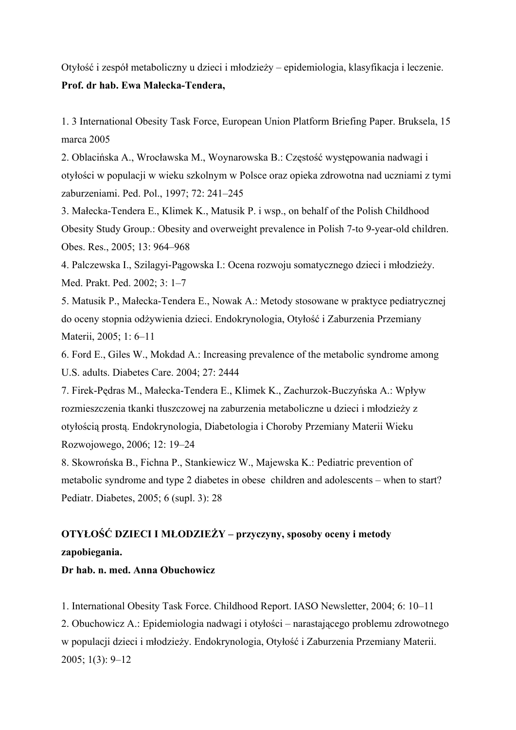Otyłość i zespół metaboliczny u dzieci i młodzieży – epidemiologia, klasyfikacja i leczenie.

**Prof. dr hab. Ewa Małecka-Tendera,**

1. 3 International Obesity Task Force, European Union Platform Briefing Paper. Bruksela, 15 marca 2005
2. Oblacińska A., Wrocławska M., Woynarowska B.: Częstość występowania nadwagi i otyłości w populacji w wieku szkolnym w Polsce oraz opieka zdrowotna nad uczniami z tymi zaburzeniami. Ped. Pol., 1997; 72: 241–245
3. Małecka-Tendera E., Klimek K., Matusik P. i wsp., on behalf of the Polish Childhood Obesity Study Group.: Obesity and overweight prevalence in Polish 7-to 9-year-old children. Obes. Res., 2005; 13: 964–968
4. Palczewska I., Szilagyi-Pągowska I.: Ocena rozwoju somatycznego dzieci i młodzieży. Med. Prakt. Ped. 2002; 3: 1–7
5. Matusik P., Małecka-Tendera E., Nowak A.: Metody stosowane w praktyce pediatrycznej do oceny stopnia odżywienia dzieci. Endokrynologia, Otyłość i Zaburzenia Przemiany Materii, 2005; 1: 6–11
6. Ford E., Giles W., Mokdad A.: Increasing prevalence of the metabolic syndrome among U.S. adults. Diabetes Care. 2004; 27: 2444
7. Firek-Pędras M., Małecka-Tendera E., Klimek K., Zachurzok-Buczyńska A.: Wpływ rozmieszczenia tkanki tłuszczowej na zaburzenia metaboliczne u dzieci i młodzieży z otyłością prostą. Endokrynologia, Diabetologia i Choroby Przemiany Materii Wieku Rozwojowego, 2006; 12: 19–24
8. Skowrońska B., Fichna P., Stankiewicz W., Majewska K.: Pediatric prevention of metabolic syndrome and type 2 diabetes in obese children and adolescents – when to start? Pediatr. Diabetes, 2005; 6 (supl. 3): 28

**OTYŁOŚĆ DZIECI I MŁODZIEŻY – przyczyny, sposoby oceny i metody zapobiegania.**

**Dr hab. n. med. Anna Obuchowicz**

1. International Obesity Task Force. Childhood Report. IASO Newsletter, 2004; 6: 10–11
2. Obuchowicz A.: Epidemiologia nadwagi i otyłości – narastającego problemu zdrowotnego w populacji dzieci i młodzieży. Endokrynologia, Otyłość i Zaburzenia Przemiany Materii. 2005; 1(3): 9–12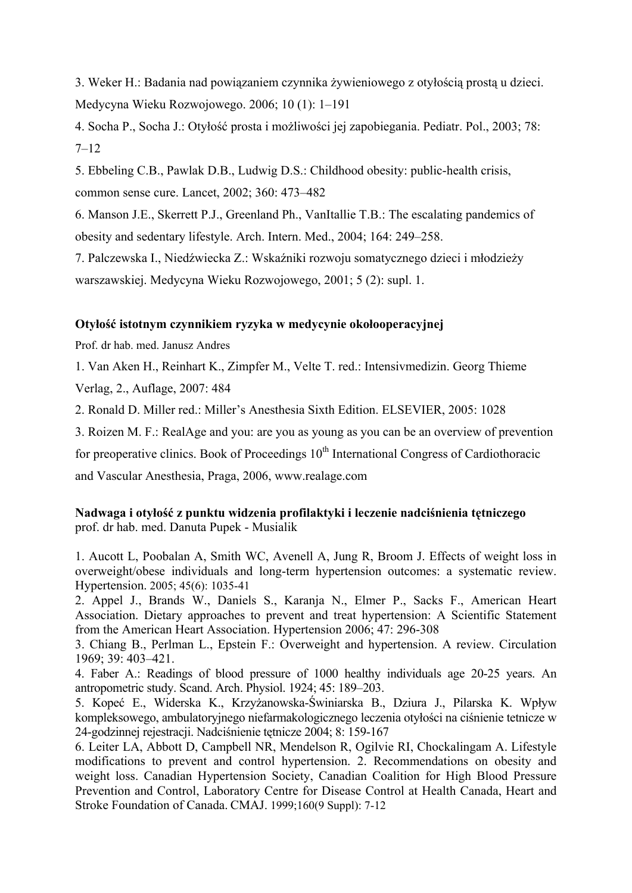3. Weker H.: Badania nad powiązaniem czynnika żywieniowego z otyłością prostą u dzieci. Medycyna Wieku Rozwojowego. 2006; 10 (1): 1–191

4. Socha P., Socha J.: Otyłość prosta i możliwości jej zapobiegania. Pediatr. Pol., 2003; 78: 7–12

5. Ebbeling C.B., Pawlak D.B., Ludwig D.S.: Childhood obesity: public-health crisis, common sense cure. Lancet, 2002; 360: 473–482

6. Manson J.E., Skerrett P.J., Greenland Ph., VanItallie T.B.: The escalating pandemics of obesity and sedentary lifestyle. Arch. Intern. Med., 2004; 164: 249–258.

7. Palczewska I., Niedźwiecka Z.: Wskaźniki rozwoju somatycznego dzieci i młodzieży warszawskiej. Medycyna Wieku Rozwojowego, 2001; 5 (2): supl. 1.

**Otyłość istotnym czynnikiem ryzyka w medycynie okołooperacyjnej**

Prof. dr hab. med. Janusz Andres

1. Van Aken H., Reinhart K., Zimpfer M., Velte T. red.: Intensivmedizin. Georg Thieme Verlag, 2., Auflage, 2007: 484

2. Ronald D. Miller red.: Miller's Anesthesia Sixth Edition. ELSEVIER, 2005: 1028

3. Roizen M. F.: RealAge and you: are you as young as you can be an overview of prevention for preoperative clinics. Book of Proceedings 10th International Congress of Cardiothoracic and Vascular Anesthesia, Praga, 2006, www.realage.com

**Nadwaga i otyłość z punktu widzenia profilaktyki i leczenie nadciśnienia tętniczego**

prof. dr hab. med. Danuta Pupek - Musialik

1. Aucott L, Poobalan A, Smith WC, Avenell A, Jung R, Broom J. Effects of weight loss in overweight/obese individuals and long-term hypertension outcomes: a systematic review. Hypertension. 2005; 45(6): 1035-41

2. Appel J., Brands W., Daniels S., Karanja N., Elmer P., Sacks F., American Heart Association. Dietary approaches to prevent and treat hypertension: A Scientific Statement from the American Heart Association. Hypertension 2006; 47: 296-308

3. Chiang B., Perlman L., Epstein F.: Overweight and hypertension. A review. Circulation 1969; 39: 403–421.

4. Faber A.: Readings of blood pressure of 1000 healthy individuals age 20-25 years. An antropometric study. Scand. Arch. Physiol. 1924; 45: 189–203.

5. Kopeć E., Widerska K., Krzyżanowska-Świniarska B., Dziura J., Pilarska K. Wpływ kompleksowego, ambulatoryjnego niefarmakologicznego leczenia otyłości na ciśnienie tetnicze w 24-godzinnej rejestracji. Nadciśnienie tętnicze 2004; 8: 159-167

6. Leiter LA, Abbott D, Campbell NR, Mendelson R, Ogilvie RI, Chockalingam A. Lifestyle modifications to prevent and control hypertension. 2. Recommendations on obesity and weight loss. Canadian Hypertension Society, Canadian Coalition for High Blood Pressure Prevention and Control, Laboratory Centre for Disease Control at Health Canada, Heart and Stroke Foundation of Canada. CMAJ. 1999;160(9 Suppl): 7-12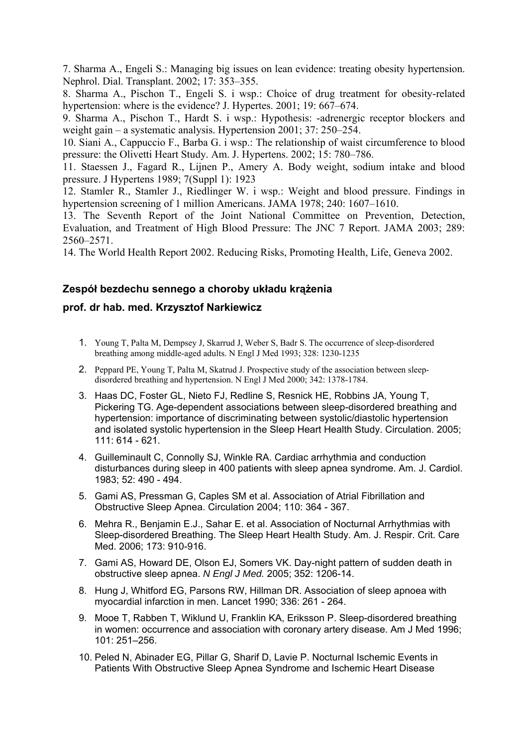7. Sharma A., Engeli S.: Managing big issues on lean evidence: treating obesity hypertension. Nephrol. Dial. Transplant. 2002; 17: 353–355.

8. Sharma A., Pischon T., Engeli S. i wsp.: Choice of drug treatment for obesity-related hypertension: where is the evidence? J. Hypertes. 2001; 19: 667–674.

9. Sharma A., Pischon T., Hardt S. i wsp.: Hypothesis: -adrenergic receptor blockers and weight gain – a systematic analysis. Hypertension 2001; 37: 250–254.

10. Siani A., Cappuccio F., Barba G. i wsp.: The relationship of waist circumference to blood pressure: the Olivetti Heart Study. Am. J. Hypertens. 2002; 15: 780–786.

11. Staessen J., Fagard R., Lijnen P., Amery A. Body weight, sodium intake and blood pressure. J Hypertens 1989; 7(Suppl 1): 1923

12. Stamler R., Stamler J., Riedlinger W. i wsp.: Weight and blood pressure. Findings in hypertension screening of 1 million Americans. JAMA 1978; 240: 1607–1610.

13. The Seventh Report of the Joint National Committee on Prevention, Detection, Evaluation, and Treatment of High Blood Pressure: The JNC 7 Report. JAMA 2003; 289: 2560–2571.

14. The World Health Report 2002. Reducing Risks, Promoting Health, Life, Geneva 2002.

## Zespół bezdechu sennego a choroby układu krążenia

**prof. dr hab. med. Krzysztof Narkiewicz**

1. Young T, Palta M, Dempsey J, Skarrud J, Weber S, Badr S. The occurrence of sleep-disordered breathing among middle-aged adults. N Engl J Med 1993; 328: 1230-1235
2. Peppard PE, Young T, Palta M, Skatrud J. Prospective study of the association between sleep-disordered breathing and hypertension. N Engl J Med 2000; 342: 1378-1784.
3. Haas DC, Foster GL, Nieto FJ, Redline S, Resnick HE, Robbins JA, Young T, Pickering TG. Age-dependent associations between sleep-disordered breathing and hypertension: importance of discriminating between systolic/diastolic hypertension and isolated systolic hypertension in the Sleep Heart Health Study. Circulation. 2005; 111: 614 - 621.
4. Guilleminault C, Connolly SJ, Winkle RA. Cardiac arrhythmia and conduction disturbances during sleep in 400 patients with sleep apnea syndrome. Am. J. Cardiol. 1983; 52: 490 - 494.
5. Gami AS, Pressman G, Caples SM et al. Association of Atrial Fibrillation and Obstructive Sleep Apnea. Circulation 2004; 110: 364 - 367.
6. Mehra R., Benjamin E.J., Sahar E. et al. Association of Nocturnal Arrhythmias with Sleep-disordered Breathing. The Sleep Heart Health Study. Am. J. Respir. Crit. Care Med. 2006; 173: 910-916.
7. Gami AS, Howard DE, Olson EJ, Somers VK. Day-night pattern of sudden death in obstructive sleep apnea. *N Engl J Med.* 2005; 352: 1206-14.
8. Hung J, Whitford EG, Parsons RW, Hillman DR. Association of sleep apnoea with myocardial infarction in men. Lancet 1990; 336: 261 - 264.
9. Mooe T, Rabben T, Wiklund U, Franklin KA, Eriksson P. Sleep-disordered breathing in women: occurrence and association with coronary artery disease. Am J Med 1996; 101: 251–256.
10. Peled N, Abinader EG, Pillar G, Sharif D, Lavie P. Nocturnal Ischemic Events in Patients With Obstructive Sleep Apnea Syndrome and Ischemic Heart Disease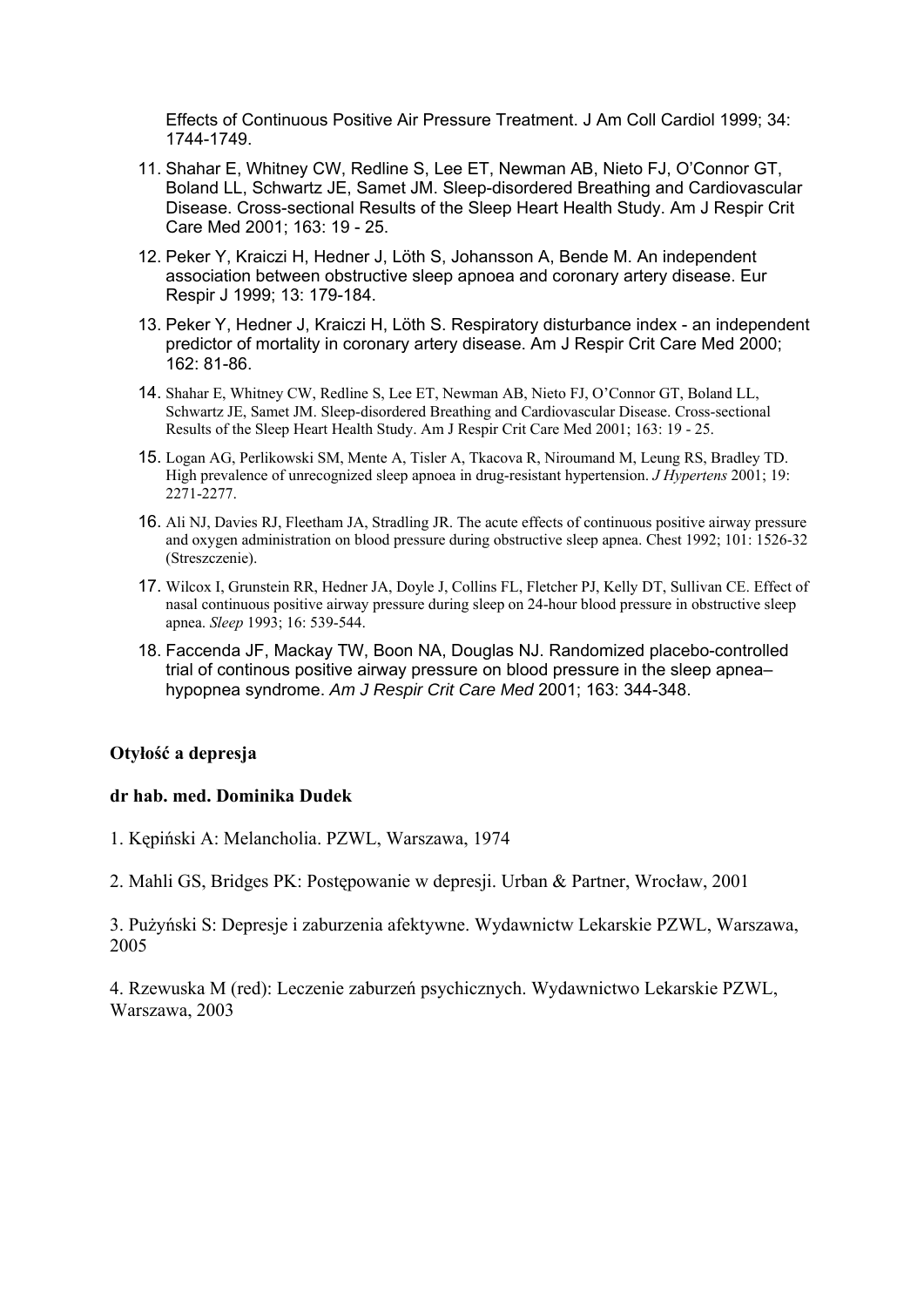Effects of Continuous Positive Air Pressure Treatment. J Am Coll Cardiol 1999; 34: 1744-1749.

11. Shahar E, Whitney CW, Redline S, Lee ET, Newman AB, Nieto FJ, O'Connor GT, Boland LL, Schwartz JE, Samet JM. Sleep-disordered Breathing and Cardiovascular Disease. Cross-sectional Results of the Sleep Heart Health Study. Am J Respir Crit Care Med 2001; 163: 19 - 25.
12. Peker Y, Kraiczi H, Hedner J, Löth S, Johansson A, Bende M. An independent association between obstructive sleep apnoea and coronary artery disease. Eur Respir J 1999; 13: 179-184.
13. Peker Y, Hedner J, Kraiczi H, Löth S. Respiratory disturbance index - an independent predictor of mortality in coronary artery disease. Am J Respir Crit Care Med 2000; 162: 81-86.
14. Shahar E, Whitney CW, Redline S, Lee ET, Newman AB, Nieto FJ, O'Connor GT, Boland LL, Schwartz JE, Samet JM. Sleep-disordered Breathing and Cardiovascular Disease. Cross-sectional Results of the Sleep Heart Health Study. Am J Respir Crit Care Med 2001; 163: 19 - 25.
15. Logan AG, Perlikowski SM, Mente A, Tisler A, Tkacova R, Niroumand M, Leung RS, Bradley TD. High prevalence of unrecognized sleep apnoea in drug-resistant hypertension. *J Hypertens* 2001; 19: 2271-2277.
16. Ali NJ, Davies RJ, Fleetham JA, Stradling JR. The acute effects of continuous positive airway pressure and oxygen administration on blood pressure during obstructive sleep apnea. Chest 1992; 101: 1526-32 (Streszczenie).
17. Wilcox I, Grunstein RR, Hedner JA, Doyle J, Collins FL, Fletcher PJ, Kelly DT, Sullivan CE. Effect of nasal continuous positive airway pressure during sleep on 24-hour blood pressure in obstructive sleep apnea. *Sleep* 1993; 16: 539-544.
18. Faccenda JF, Mackay TW, Boon NA, Douglas NJ. Randomized placebo-controlled trial of continous positive airway pressure on blood pressure in the sleep apnea–hypopnea syndrome. *Am J Respir Crit Care Med* 2001; 163: 344-348.

**Otyłość a depresja**

**dr hab. med. Dominika Dudek**

1. Kępiński A: Melancholia. PZWL, Warszawa, 1974
2. Mahli GS, Bridges PK: Postępowanie w depresji. Urban & Partner, Wrocław, 2001
3. Pużyński S: Depresje i zaburzenia afektywne. Wydawnictw Lekarskie PZWL, Warszawa, 2005
4. Rzewuska M (red): Leczenie zaburzeń psychicznych. Wydawnictwo Lekarskie PZWL, Warszawa, 2003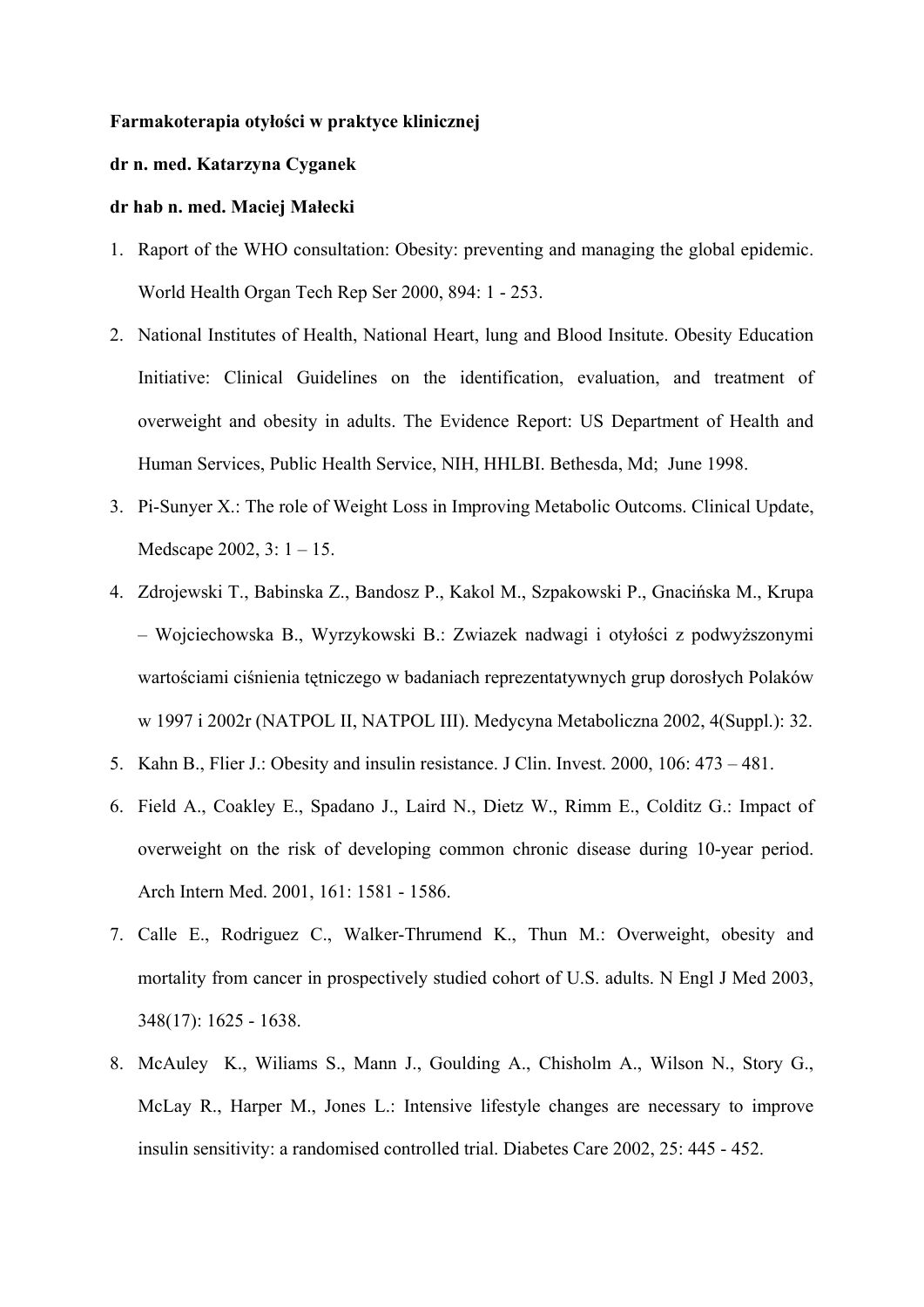**Farmakoterapia otyłości w praktyce klinicznej**

**dr n. med. Katarzyna Cyganek**

**dr hab n. med. Maciej Małecki**

1. Raport of the WHO consultation: Obesity: preventing and managing the global epidemic. World Health Organ Tech Rep Ser 2000, 894: 1 - 253.
2. National Institutes of Health, National Heart, lung and Blood Insitute. Obesity Education Initiative: Clinical Guidelines on the identification, evaluation, and treatment of overweight and obesity in adults. The Evidence Report: US Department of Health and Human Services, Public Health Service, NIH, HHLBI. Bethesda, Md; June 1998.
3. Pi-Sunyer X.: The role of Weight Loss in Improving Metabolic Outcoms. Clinical Update, Medscape 2002, 3: 1 – 15.
4. Zdrojewski T., Babinska Z., Bandosz P., Kakol M., Szpakowski P., Gnacińska M., Krupa – Wojciechowska B., Wyrzykowski B.: Zwiazek nadwagi i otyłości z podwyższonymi wartościami ciśnienia tętniczego w badaniach reprezentatywnych grup dorosłych Polaków w 1997 i 2002r (NATPOL II, NATPOL III). Medycyna Metaboliczna 2002, 4(Suppl.): 32.
5. Kahn B., Flier J.: Obesity and insulin resistance. J Clin. Invest. 2000, 106: 473 – 481.
6. Field A., Coakley E., Spadano J., Laird N., Dietz W., Rimm E., Colditz G.: Impact of overweight on the risk of developing common chronic disease during 10-year period. Arch Intern Med. 2001, 161: 1581 - 1586.
7. Calle E., Rodriguez C., Walker-Thrumend K., Thun M.: Overweight, obesity and mortality from cancer in prospectively studied cohort of U.S. adults. N Engl J Med 2003, 348(17): 1625 - 1638.
8. McAuley K., Wiliams S., Mann J., Goulding A., Chisholm A., Wilson N., Story G., McLay R., Harper M., Jones L.: Intensive lifestyle changes are necessary to improve insulin sensitivity: a randomised controlled trial. Diabetes Care 2002, 25: 445 - 452.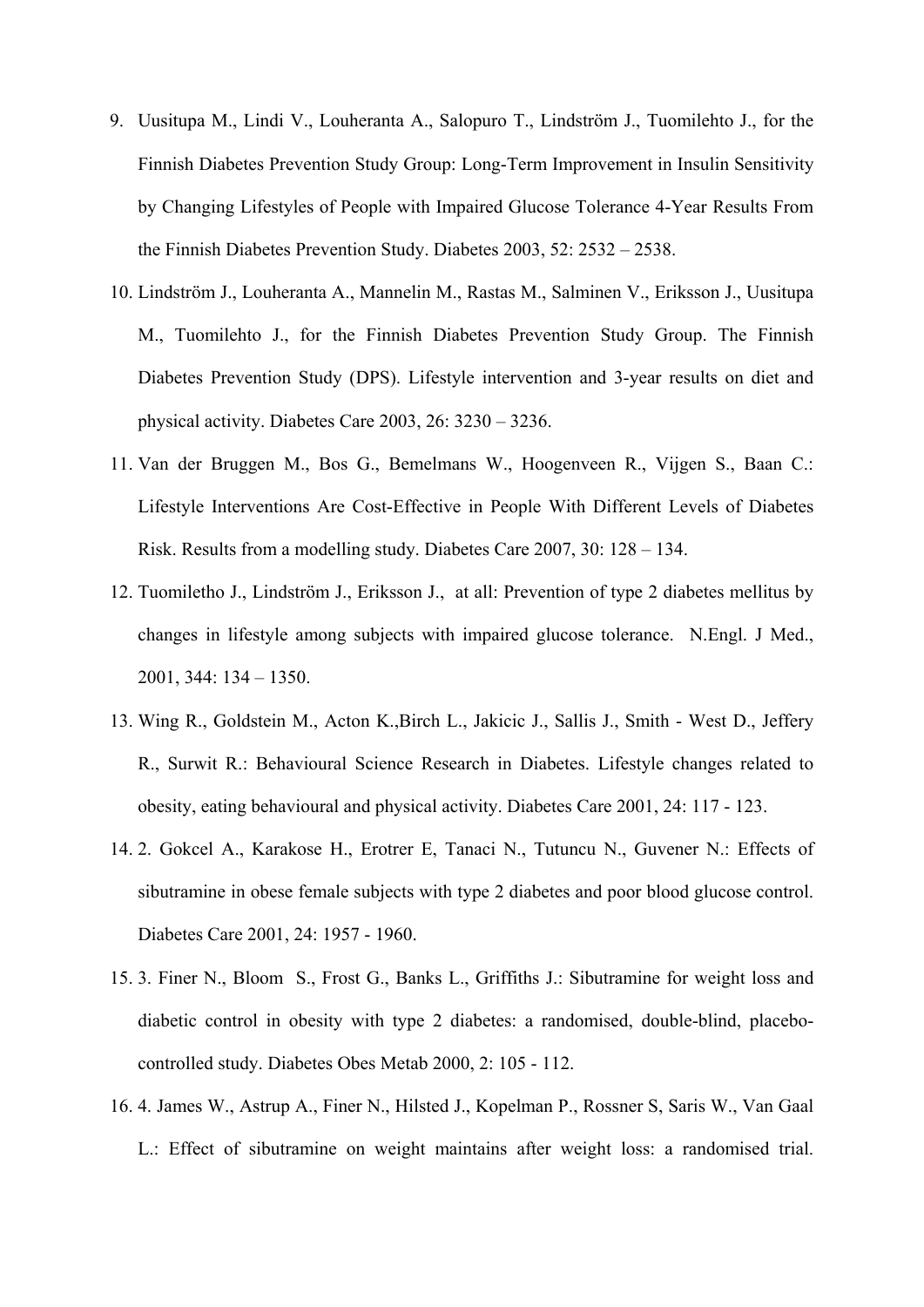9. Uusitupa M., Lindi V., Louheranta A., Salopuro T., Lindström J., Tuomilehto J., for the Finnish Diabetes Prevention Study Group: Long-Term Improvement in Insulin Sensitivity by Changing Lifestyles of People with Impaired Glucose Tolerance 4-Year Results From the Finnish Diabetes Prevention Study. Diabetes 2003, 52: 2532 – 2538.
10. Lindström J., Louheranta A., Mannelin M., Rastas M., Salminen V., Eriksson J., Uusitupa M., Tuomilehto J., for the Finnish Diabetes Prevention Study Group. The Finnish Diabetes Prevention Study (DPS). Lifestyle intervention and 3-year results on diet and physical activity. Diabetes Care 2003, 26: 3230 – 3236.
11. Van der Bruggen M., Bos G., Bemelmans W., Hoogenveen R., Vijgen S., Baan C.: Lifestyle Interventions Are Cost-Effective in People With Different Levels of Diabetes Risk. Results from a modelling study. Diabetes Care 2007, 30: 128 – 134.
12. Tuomiletho J., Lindström J., Eriksson J., at all: Prevention of type 2 diabetes mellitus by changes in lifestyle among subjects with impaired glucose tolerance. N.Engl. J Med., 2001, 344: 134 – 1350.
13. Wing R., Goldstein M., Acton K.,Birch L., Jakicic J., Sallis J., Smith - West D., Jeffery R., Surwit R.: Behavioural Science Research in Diabetes. Lifestyle changes related to obesity, eating behavioural and physical activity. Diabetes Care 2001, 24: 117 - 123.
14. 2. Gokcel A., Karakose H., Erotrer E, Tanaci N., Tutuncu N., Guvener N.: Effects of sibutramine in obese female subjects with type 2 diabetes and poor blood glucose control. Diabetes Care 2001, 24: 1957 - 1960.
15. 3. Finer N., Bloom S., Frost G., Banks L., Griffiths J.: Sibutramine for weight loss and diabetic control in obesity with type 2 diabetes: a randomised, double-blind, placebo-controlled study. Diabetes Obes Metab 2000, 2: 105 - 112.
16. 4. James W., Astrup A., Finer N., Hilsted J., Kopelman P., Rossner S, Saris W., Van Gaal L.: Effect of sibutramine on weight maintains after weight loss: a randomised trial.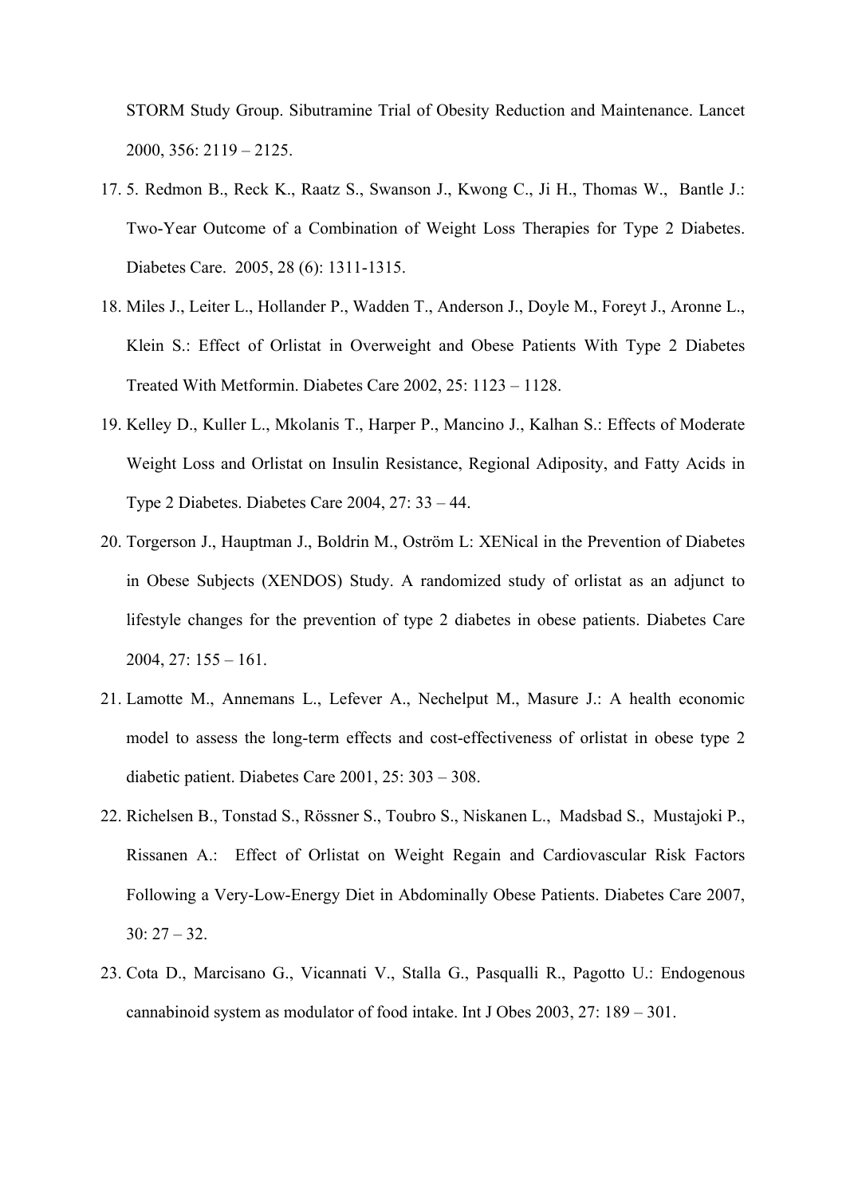STORM Study Group. Sibutramine Trial of Obesity Reduction and Maintenance. Lancet 2000, 356: 2119 – 2125.

17. 5. Redmon B., Reck K., Raatz S., Swanson J., Kwong C., Ji H., Thomas W., Bantle J.: Two-Year Outcome of a Combination of Weight Loss Therapies for Type 2 Diabetes. Diabetes Care. 2005, 28 (6): 1311-1315.
18. Miles J., Leiter L., Hollander P., Wadden T., Anderson J., Doyle M., Foreyt J., Aronne L., Klein S.: Effect of Orlistat in Overweight and Obese Patients With Type 2 Diabetes Treated With Metformin. Diabetes Care 2002, 25: 1123 – 1128.
19. Kelley D., Kuller L., Mkolanis T., Harper P., Mancino J., Kalhan S.: Effects of Moderate Weight Loss and Orlistat on Insulin Resistance, Regional Adiposity, and Fatty Acids in Type 2 Diabetes. Diabetes Care 2004, 27: 33 – 44.
20. Torgerson J., Hauptman J., Boldrin M., Öström L: XENical in the Prevention of Diabetes in Obese Subjects (XENDOS) Study. A randomized study of orlistat as an adjunct to lifestyle changes for the prevention of type 2 diabetes in obese patients. Diabetes Care 2004, 27: 155 – 161.
21. Lamotte M., Annemans L., Lefever A., Nechelput M., Masure J.: A health economic model to assess the long-term effects and cost-effectiveness of orlistat in obese type 2 diabetic patient. Diabetes Care 2001, 25: 303 – 308.
22. Richelsen B., Tonstad S., Rössner S., Toubro S., Niskanen L., Madsbad S., Mustajoki P., Rissanen A.: Effect of Orlistat on Weight Regain and Cardiovascular Risk Factors Following a Very-Low-Energy Diet in Abdominally Obese Patients. Diabetes Care 2007, 30: 27 – 32.
23. Cota D., Marcisano G., Vicannati V., Stalla G., Pasqualli R., Pagotto U.: Endogenous cannabinoid system as modulator of food intake. Int J Obes 2003, 27: 189 – 301.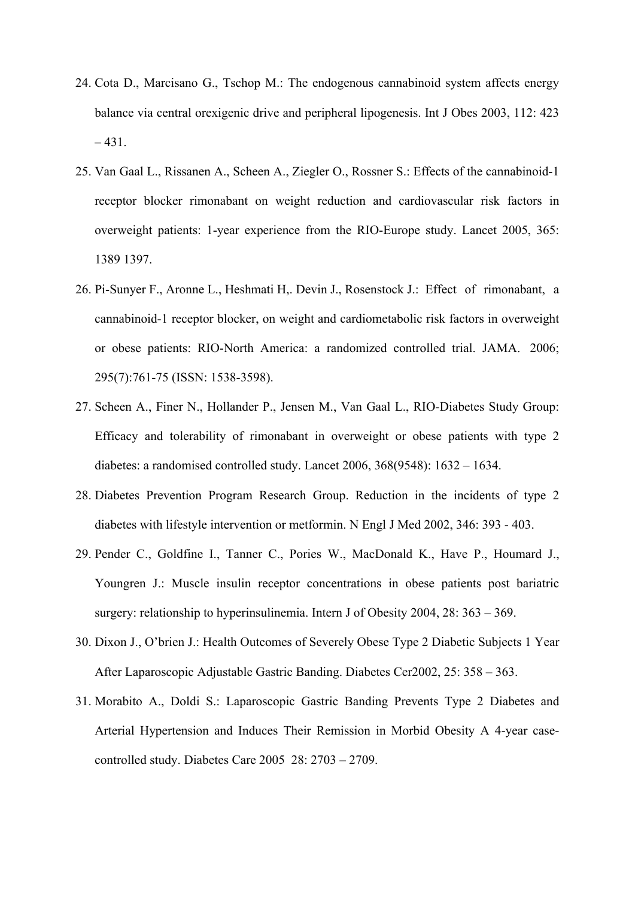24. Cota D., Marcisano G., Tschop M.: The endogenous cannabinoid system affects energy balance via central orexigenic drive and peripheral lipogenesis. Int J Obes 2003, 112: 423 – 431.
25. Van Gaal L., Rissanen A., Scheen A., Ziegler O., Rossner S.: Effects of the cannabinoid-1 receptor blocker rimonabant on weight reduction and cardiovascular risk factors in overweight patients: 1-year experience from the RIO-Europe study. Lancet 2005, 365: 1389 1397.
26. Pi-Sunyer F., Aronne L., Heshmati H,. Devin J., Rosenstock J.: Effect of rimonabant, a cannabinoid-1 receptor blocker, on weight and cardiometabolic risk factors in overweight or obese patients: RIO-North America: a randomized controlled trial. JAMA. 2006; 295(7):761-75 (ISSN: 1538-3598).
27. Scheen A., Finer N., Hollander P., Jensen M., Van Gaal L., RIO-Diabetes Study Group: Efficacy and tolerability of rimonabant in overweight or obese patients with type 2 diabetes: a randomised controlled study. Lancet 2006, 368(9548): 1632 – 1634.
28. Diabetes Prevention Program Research Group. Reduction in the incidents of type 2 diabetes with lifestyle intervention or metformin. N Engl J Med 2002, 346: 393 - 403.
29. Pender C., Goldfine I., Tanner C., Pories W., MacDonald K., Have P., Houmard J., Youngren J.: Muscle insulin receptor concentrations in obese patients post bariatric surgery: relationship to hyperinsulinemia. Intern J of Obesity 2004, 28: 363 – 369.
30. Dixon J., O'brien J.: Health Outcomes of Severely Obese Type 2 Diabetic Subjects 1 Year After Laparoscopic Adjustable Gastric Banding. Diabetes Cer2002, 25: 358 – 363.
31. Morabito A., Doldi S.: Laparoscopic Gastric Banding Prevents Type 2 Diabetes and Arterial Hypertension and Induces Their Remission in Morbid Obesity A 4-year case-controlled study. Diabetes Care 2005 28: 2703 – 2709.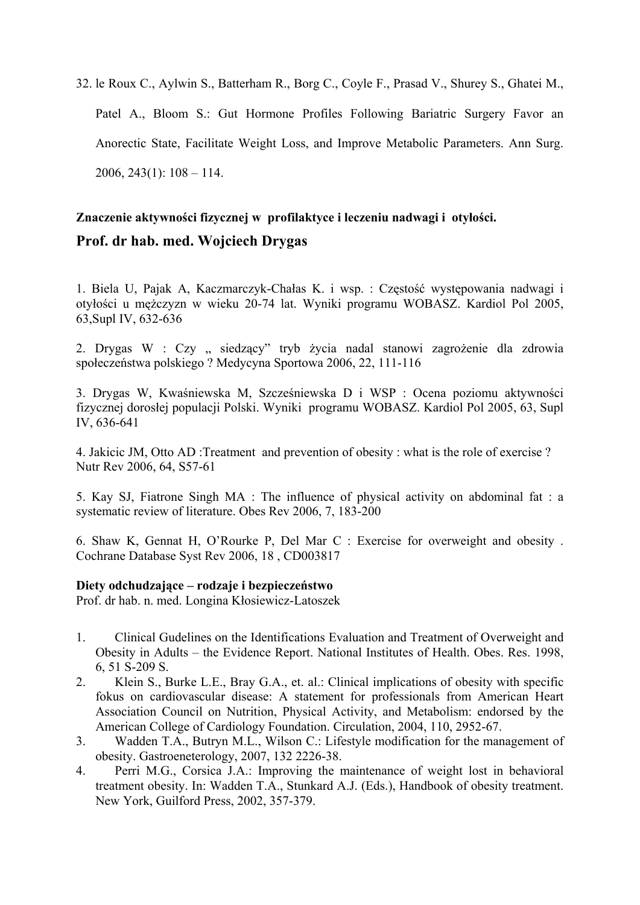32. le Roux C., Aylwin S., Batterham R., Borg C., Coyle F., Prasad V., Shurey S., Ghatei M., Patel A., Bloom S.: Gut Hormone Profiles Following Bariatric Surgery Favor an Anorectic State, Facilitate Weight Loss, and Improve Metabolic Parameters. Ann Surg. 2006, 243(1): 108 – 114.

**Znaczenie aktywności fizycznej w profilaktyce i leczeniu nadwagi i otyłości.**

## Prof. dr hab. med. Wojciech Drygas

1. Biela U, Pajak A, Kaczmarczyk-Chałas K. i wsp. : Częstość występowania nadwagi i otyłości u mężczyzn w wieku 20-74 lat. Wyniki programu WOBASZ. Kardiol Pol 2005, 63,Supl IV, 632-636

2. Drygas W : Czy „ siedzący” tryb życia nadal stanowi zagrożenie dla zdrowia społeczeństwa polskiego ? Medycyna Sportowa 2006, 22, 111-116

3. Drygas W, Kwaśniewska M, Szcześniewska D i WSP : Ocena poziomu aktywności fizycznej dorosłej populacji Polski. Wyniki programu WOBASZ. Kardiol Pol 2005, 63, Supl IV, 636-641

4. Jakicic JM, Otto AD :Treatment and prevention of obesity : what is the role of exercise ? Nutr Rev 2006, 64, S57-61

5. Kay SJ, Fiatrone Singh MA : The influence of physical activity on abdominal fat : a systematic review of literature. Obes Rev 2006, 7, 183-200

6. Shaw K, Gennat H, O’Rourke P, Del Mar C : Exercise for overweight and obesity . Cochrane Database Syst Rev 2006, 18 , CD003817

**Diety odchudzające – rodzaje i bezpieczeństwo**
Prof. dr hab. n. med. Longina Kłosiewicz-Latoszek

1. Clinical Gudelines on the Identifications Evaluation and Treatment of Overweight and Obesity in Adults – the Evidence Report. National Institutes of Health. Obes. Res. 1998, 6, 51 S-209 S.
2. Klein S., Burke L.E., Bray G.A., et. al.: Clinical implications of obesity with specific fokus on cardiovascular disease: A statement for professionals from American Heart Association Council on Nutrition, Physical Activity, and Metabolism: endorsed by the American College of Cardiology Foundation. Circulation, 2004, 110, 2952-67.
3. Wadden T.A., Butryn M.L., Wilson C.: Lifestyle modification for the management of obesity. Gastroeneterology, 2007, 132 2226-38.
4. Perri M.G., Corsica J.A.: Improving the maintenance of weight lost in behavioral treatment obesity. In: Wadden T.A., Stunkard A.J. (Eds.), Handbook of obesity treatment. New York, Guilford Press, 2002, 357-379.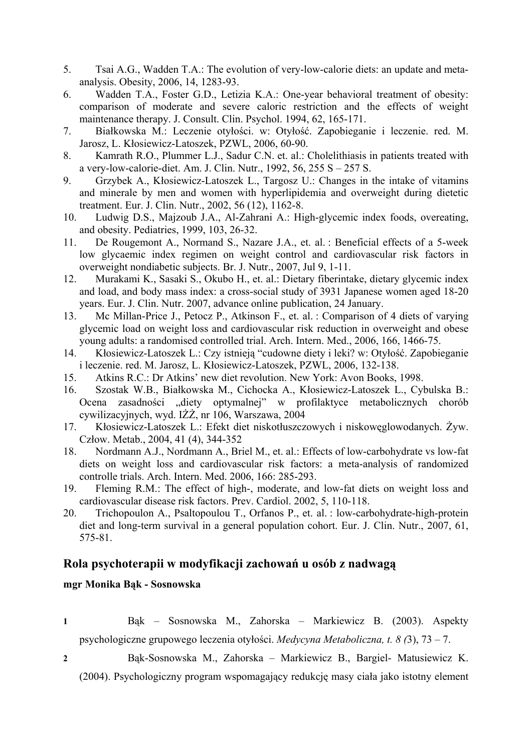5. Tsai A.G., Wadden T.A.: The evolution of very-low-calorie diets: an update and meta-analysis. Obesity, 2006, 14, 1283-93.
6. Wadden T.A., Foster G.D., Letizia K.A.: One-year behavioral treatment of obesity: comparison of moderate and severe caloric restriction and the effects of weight maintenance therapy. J. Consult. Clin. Psychol. 1994, 62, 165-171.
7. Białkowska M.: Leczenie otyłości. w: Otyłość. Zapobieganie i leczenie. red. M. Jarosz, L. Kłosiewicz-Latoszek, PZWL, 2006, 60-90.
8. Kamrath R.O., Plummer L.J., Sadur C.N. et. al.: Cholelithiasis in patients treated with a very-low-calorie-diet. Am. J. Clin. Nutr., 1992, 56, 255 S – 257 S.
9. Grzybek A., Kłosiewicz-Latoszek L., Targosz U.: Changes in the intake of vitamins and minerale by men and women with hyperlipidemia and overweight during dietetic treatment. Eur. J. Clin. Nutr., 2002, 56 (12), 1162-8.
10. Ludwig D.S., Majzoub J.A., Al-Zahrani A.: High-glycemic index foods, overeating, and obesity. Pediatries, 1999, 103, 26-32.
11. De Rougemont A., Normand S., Nazare J.A., et. al. : Beneficial effects of a 5-week low glycaemic index regimen on weight control and cardiovascular risk factors in overweight nondiabetic subjects. Br. J. Nutr., 2007, Jul 9, 1-11.
12. Murakami K., Sasaki S., Okubo H., et. al.: Dietary fiberintake, dietary glycemic index and load, and body mass index: a cross-social study of 3931 Japanese women aged 18-20 years. Eur. J. Clin. Nutr. 2007, advance online publication, 24 January.
13. Mc Millan-Price J., Petocz P., Atkinson F., et. al. : Comparison of 4 diets of varying glycemic load on weight loss and cardiovascular risk reduction in overweight and obese young adults: a randomised controlled trial. Arch. Intern. Med., 2006, 166, 1466-75.
14. Kłosiewicz-Latoszek L.: Czy istnieją "cudowne diety i leki? w: Otyłość. Zapobieganie i leczenie. red. M. Jarosz, L. Kłosiewicz-Latoszek, PZWL, 2006, 132-138.
15. Atkins R.C.: Dr Atkins' new diet revolution. New York: Avon Books, 1998.
16. Szostak W.B., Białkowska M., Cichocka A., Kłosiewicz-Latoszek L., Cybulska B.: Ocena zasadności „diety optymalnej" w profilaktyce metabolicznych chorób cywilizacyjnych, wyd. IŻŻ, nr 106, Warszawa, 2004
17. Kłosiewicz-Latoszek L.: Efekt diet niskotłuszczowych i niskowęglowodanych. Żyw. Człow. Metab., 2004, 41 (4), 344-352
18. Nordmann A.J., Nordmann A., Briel M., et. al.: Effects of low-carbohydrate vs low-fat diets on weight loss and cardiovascular risk factors: a meta-analysis of randomized controlle trials. Arch. Intern. Med. 2006, 166: 285-293.
19. Fleming R.M.: The effect of high-, moderate, and low-fat diets on weight loss and cardiovascular disease risk factors. Prev. Cardiol. 2002, 5, 110-118.
20. Trichopoulon A., Psaltopoulou T., Orfanos P., et. al. : low-carbohydrate-high-protein diet and long-term survival in a general population cohort. Eur. J. Clin. Nutr., 2007, 61, 575-81.

## Rola psychoterapii w modyfikacji zachowań u osób z nadwagą

**mgr Monika Bąk - Sosnowska**

1. Bąk – Sosnowska M., Zahorska – Markiewicz B. (2003). Aspekty psychologiczne grupowego leczenia otyłości. *Medycyna Metaboliczna, t. 8 (*3), 73 – 7.
2. Bąk-Sosnowska M., Zahorska – Markiewicz B., Bargiel- Matusiewicz K. (2004). Psychologiczny program wspomagający redukcję masy ciała jako istotny element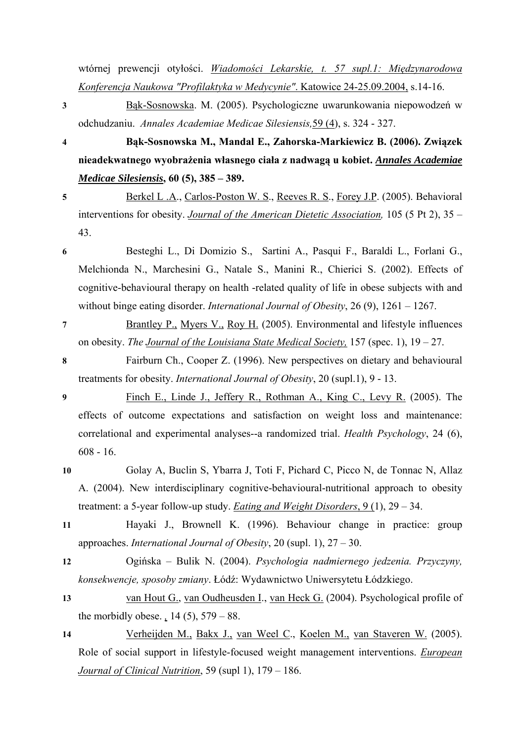wtórnej prewencji otyłości. Wiadomości Lekarskie, t. 57 supl.1: Międzynarodowa Konferencja Naukowa "Profilaktyka w Medycynie". Katowice 24-25.09.2004, s.14-16.

3. Bąk-Sosnowska. M. (2005). Psychologiczne uwarunkowania niepowodzeń w odchudzaniu. *Annales Academiae Medicae Silesiensis,*59 (4), s. 324 - 327.

4. **Bąk-Sosnowska M., Mandal E., Zahorska-Markiewicz B. (2006). Związek nieadekwatnego wyobrażenia własnego ciała z nadwagą u kobiet. *Annales Academiae Medicae Silesiensis*, 60 (5), 385 – 389.**

5. Berkel L .A., Carlos-Poston W. S., Reeves R. S., Forey J.P. (2005). Behavioral interventions for obesity. *Journal of the American Dietetic Association,* 105 (5 Pt 2), 35 – 43.

6. Besteghi L., Di Domizio S., Sartini A., Pasqui F., Baraldi L., Forlani G., Melchionda N., Marchesini G., Natale S., Manini R., Chierici S. (2002). Effects of cognitive-behavioural therapy on health -related quality of life in obese subjects with and without binge eating disorder. *International Journal of Obesity*, 26 (9), 1261 – 1267.

7. Brantley P., Myers V., Roy H. (2005). Environmental and lifestyle influences on obesity. *The Journal of the Louisiana State Medical Society,* 157 (spec. 1), 19 – 27.

8. Fairburn Ch., Cooper Z. (1996). New perspectives on dietary and behavioural treatments for obesity. *International Journal of Obesity*, 20 (supl.1), 9 - 13.

9. Finch E., Linde J., Jeffery R., Rothman A., King C., Levy R. (2005). The effects of outcome expectations and satisfaction on weight loss and maintenance: correlational and experimental analyses--a randomized trial. *Health Psychology*, 24 (6), 608 - 16.

10. Golay A, Buclin S, Ybarra J, Toti F, Pichard C, Picco N, de Tonnac N, Allaz A. (2004). New interdisciplinary cognitive-behavioural-nutritional approach to obesity treatment: a 5-year follow-up study. *Eating and Weight Disorders*, 9 (1), 29 – 34.

11. Hayaki J., Brownell K. (1996). Behaviour change in practice: group approaches. *International Journal of Obesity*, 20 (supl. 1), 27 – 30.

12. Ogińska – Bulik N. (2004). *Psychologia nadmiernego jedzenia. Przyczyny, konsekwencje, sposoby zmiany*. Łódź: Wydawnictwo Uniwersytetu Łódzkiego.

13. van Hout G., van Oudheusden I., van Heck G. (2004). Psychological profile of the morbidly obese. , 14 (5), 579 – 88.

14. Verheijden M., Bakx J., van Weel C., Koelen M., van Staveren W. (2005). Role of social support in lifestyle-focused weight management interventions. *European Journal of Clinical Nutrition*, 59 (supl 1), 179 – 186.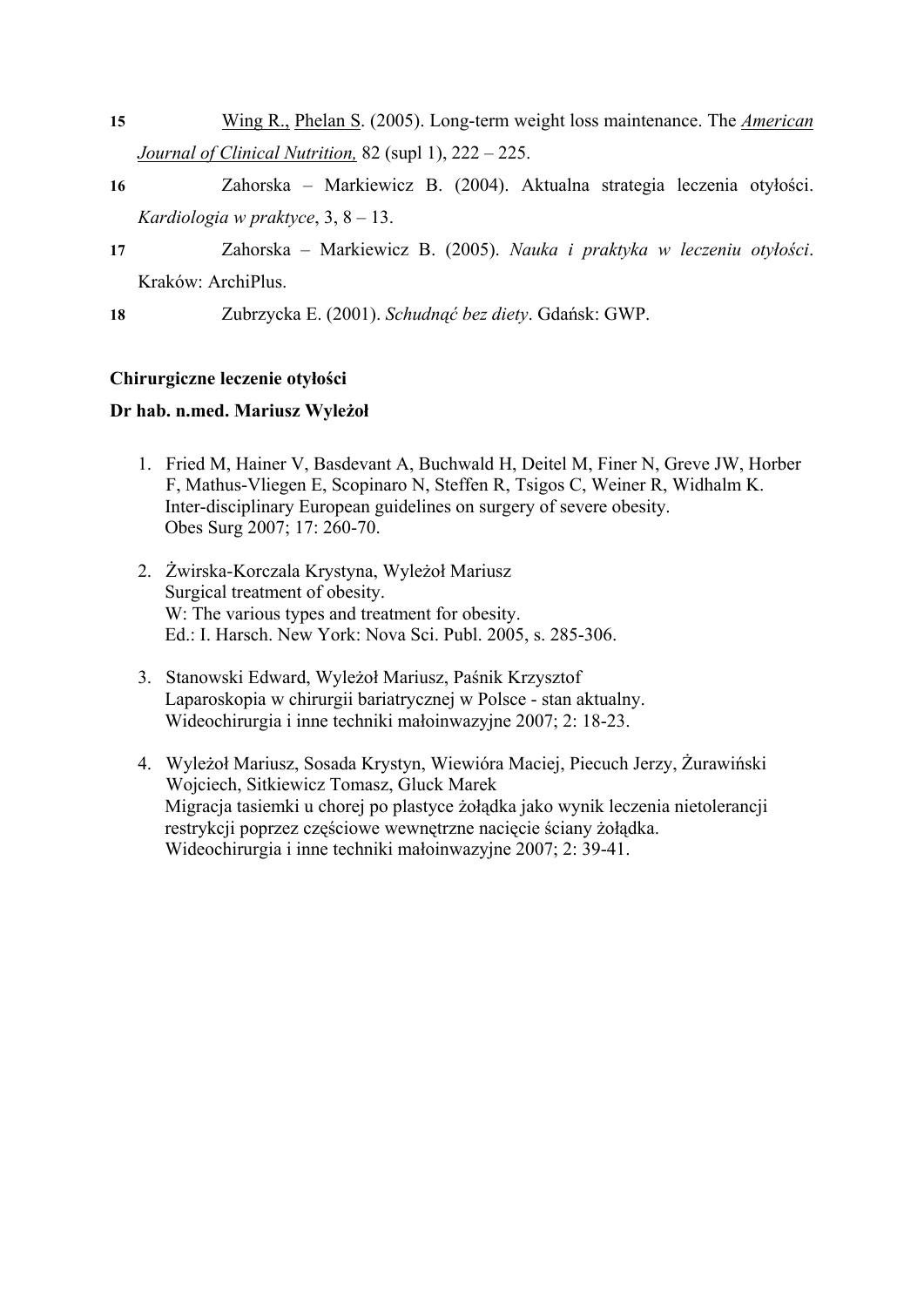15 Wing R., Phelan S. (2005). Long-term weight loss maintenance. The *American Journal of Clinical Nutrition,* 82 (supl 1), 222 – 225.

16 Zahorska – Markiewicz B. (2004). Aktualna strategia leczenia otyłości. *Kardiologia w praktyce*, 3, 8 – 13.

17 Zahorska – Markiewicz B. (2005). *Nauka i praktyka w leczeniu otyłości*. Kraków: ArchiPlus.

18 Zubrzycka E. (2001). *Schudnąć bez diety*. Gdańsk: GWP.

**Chirurgiczne leczenie otyłości**

**Dr hab. n.med. Mariusz Wyleżoł**

1. Fried M, Hainer V, Basdevant A, Buchwald H, Deitel M, Finer N, Greve JW, Horber F, Mathus-Vliegen E, Scopinaro N, Steffen R, Tsigos C, Weiner R, Widhalm K. Inter-disciplinary European guidelines on surgery of severe obesity. Obes Surg 2007; 17: 260-70.

2. Żwirska-Korczala Krystyna, Wyleżoł Mariusz
   Surgical treatment of obesity.
   W: The various types and treatment for obesity.
   Ed.: I. Harsch. New York: Nova Sci. Publ. 2005, s. 285-306.

3. Stanowski Edward, Wyleżoł Mariusz, Paśnik Krzysztof
   Laparoskopia w chirurgii bariatrycznej w Polsce - stan aktualny.
   Wideochirurgia i inne techniki małoinwazyjne 2007; 2: 18-23.

4. Wyleżoł Mariusz, Sosada Krystyn, Wiewióra Maciej, Piecuch Jerzy, Żurawiński Wojciech, Sitkiewicz Tomasz, Gluck Marek
   Migracja tasiemki u chorej po plastyce żołądka jako wynik leczenia nietolerancji restrykcji poprzez częściowe wewnętrzne nacięcie ściany żołądka.
   Wideochirurgia i inne techniki małoinwazyjne 2007; 2: 39-41.